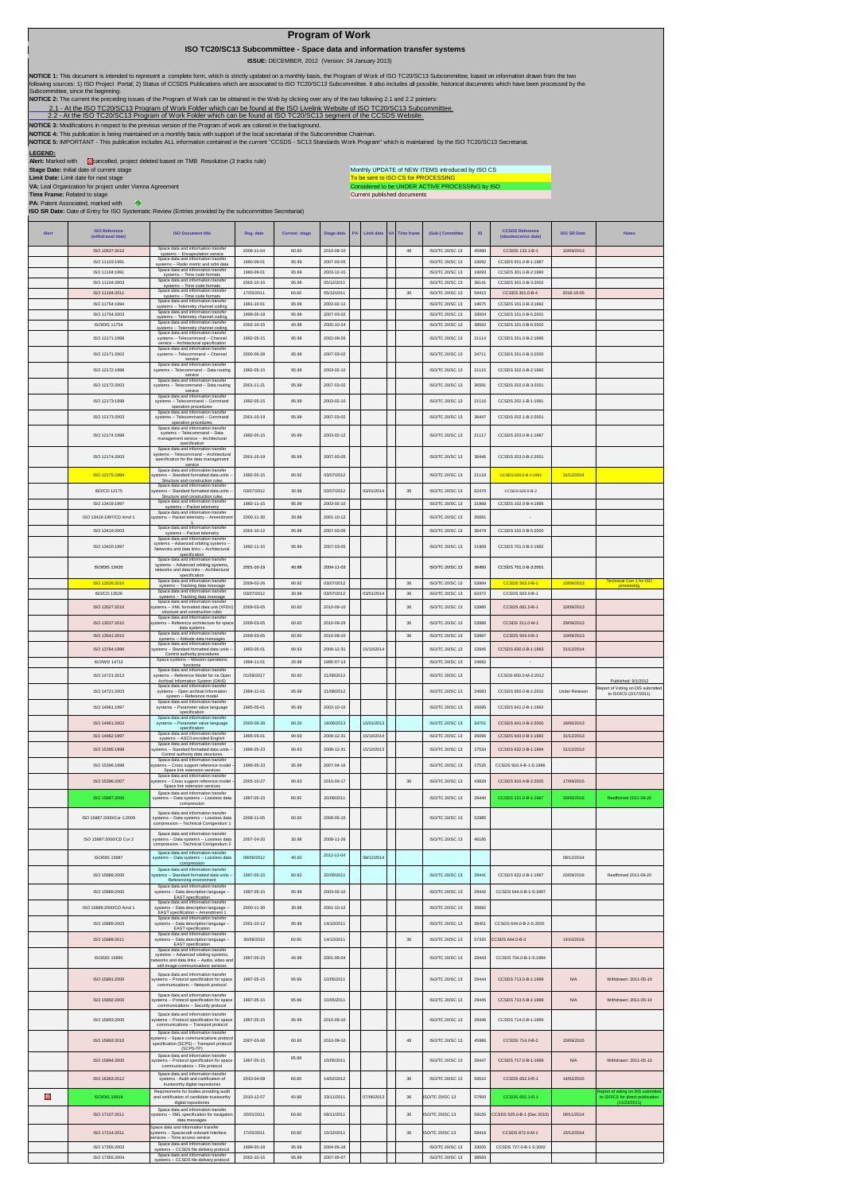# Program of Work

## ISO TC20/SC13 Subcommittee - Space data and information transfer systems

**ISSUE:** DECEMBER, 2012 (Version: 24 January 2013)

**NOTICE 1:** This document is intended to represent a complete form, which is strictly updated on a monthly basis, the Program of Work of ISO TC20/SC13 Subcommittee, based on information drawn from the two following sources: 1) ISO Project Portal; 2) Status of CCSDS Publications which are associated to ISO TC20/SC13 Subcommittee. It also includes all possible, historical documents which have been processed by the Subcommittee, since the beginning.

**NOTICE 2:** The current the preceding issues of the Program of Work can be obtained in the Web by clicking over any of the two following 2.1 and 2.2 pointers:

2.1 - At the ISO TC20/SC13 Program of Work Folder which can be found at the ISO Livelink Website of ISO TC20/SC13 Subcommittee.

2.2 - At the ISO TC20/SC13 Program of Work Folder which can be found at ISO TC20/SC13 segment of the CCSDS Website.

**NOTICE 3:** Modifications in respect to the previous version of the Program of work are colored in the background.

**NOTICE 4:** This publication is being maintained on a monthly basis with support of the local secretariat of the Subcommittee Chairman.

**NOTICE 5:** IMPORTANT - This publication includes ALL information contained in the current "CCSDS - SC13 Standards Work Program" which is maintained by the ISO TC20/SC13 Secretariat.

**LEGEND:**

**Alert:** Marked with cancelled, project deleted based on TMB Resolution (3 tracks rule)

**Stage Date:** Initial date of current stage

**Limit Date:** Limit date for next stage

**VA:** Leaf Organization for project under Vienna Agreement

**Time Frame:** Related to stage

**PA:** Patent Associated, marked with

**ISO SR Date:** Date of Entry for ISO Systematic Review (Entries provided by the subcommittee Secretariat)

Monthly UPDATE of NEW ITEMS introduced by ISO CS

To be sent to ISO CS for PROCESSING

Considered to be UNDER ACTIVE PROCESSING by ISO

Current published documents

| Alert | ISO Reference (withdrawal date) | ISO Document title | Reg. date | Current stage | Stage date | PA | Limit date | VA | Time frame | (Sub-) Committee | ID | CCSDS Reference (obsolescence date) | ISO SR Date | Notes |
|---|---|---|---|---|---|---|---|---|---|---|---|---|---|---|
| | ISO 10537:2010 | Space data and information transfer systems -- Encapsulation service | 2006-11-04 | 60.60 | 2010-09-10 | | | | 48 | ISO/TC 20/SC 13 | 45990 | CCSDS 133.1-B-1 | 10/09/2013 | |
| | ISO 11103:1991 | Space data and information transfer systems -- Radio metric and orbit data | 1990-09-01 | 95.99 | 2007-03-05 | | | | | ISO/TC 20/SC 13 | 19092 | CCSDS 501.0-B-1:1987 | | |
| | ISO 11104:1991 | Space data and information transfer systems -- Time code formats | 1990-09-01 | 95.99 | 2003-12-10 | | | | | ISO/TC 20/SC 13 | 19093 | CCSDS 301.0-B-2:1990 | | |
| | ISO 11104:2003 | Space data and information transfer systems -- Time code formats | 2002-10-15 | 95.99 | 05/12/2011 | | | | | ISO/TC 20/SC 13 | 38141 | CCSDS 301.0-B-3:2002 | | |
| | ISO 11104:2011 | Space data and information transfer systems -- Time code formats | 17/02/2011 | 60.60 | 05/12/2011 | | | | 36 | ISO/TC 20/SC 13 | 59415 | CCSDS 301.0-B-4 | 2016-16-05 | |
| | ISO 11754:1994 | Space data and information transfer systems -- Telemetry channel coding | 1991-10-01 | 95.99 | 2003-02-12 | | | | | ISO/TC 20/SC 13 | 19675 | CCSDS 101.0-B-3:1992 | | |
| | ISO 11754:2003 | Space data and information transfer systems -- Telemetry channel coding | 1999-05-18 | 95.99 | 2007-03-02 | | | | | ISO/TC 20/SC 13 | 33004 | CCSDS 101.0-B-5:2001 | | |
| | ISO/DIS 11754 | Space data and information transfer systems -- Telemetry channel coding | 2002-10-15 | 40.98 | 2005-10-24 | | | | | ISO/TC 20/SC 13 | 38562 | CCSDS 101.0-B-6:2002 | | |
| | ISO 12171:1998 | Space data and information transfer systems -- Telecommand -- Channel service -- Architectural specification | 1992-05-15 | 95.99 | 2002-09-26 | | | | | ISO/TC 20/SC 13 | 21114 | CCSDS 201.0-B-2:1995 | | |
| | ISO 12171:2002 | Space data and information transfer systems -- Telecommand -- Channel service | 2000-06-28 | 95.99 | 2007-03-02 | | | | | ISO/TC 20/SC 13 | 34711 | CCSDS 201.0-B-3:2000 | | |
| | ISO 12172:1998 | Space data and information transfer systems -- Telecommand -- Data routing service | 1992-05-15 | 95.99 | 2003-02-10 | | | | | ISO/TC 20/SC 13 | 21115 | CCSDS 202.0-B-2:1992 | | |
| | ISO 12172:2003 | Space data and information transfer systems -- Telecommand -- Data routing service | 2001-11-21 | 95.99 | 2007-03-02 | | | | | ISO/TC 20/SC 13 | 36591 | CCSDS 202.0-B-3:2001 | | |
| | ISO 12173:1998 | Space data and information transfer systems -- Telecommand -- Command operation procedures | 1992-05-15 | 95.99 | 2003-02-10 | | | | | ISO/TC 20/SC 13 | 21116 | CCSDS 202.1-B-1:1991 | | |
| | ISO 12173:2003 | Space data and information transfer systems -- Telecommand -- Command operation procedures | 2001-10-19 | 95.99 | 2007-03-02 | | | | | ISO/TC 20/SC 13 | 36447 | CCSDS 202.1-B-2:2001 | | |
| | ISO 12174:1998 | Space data and information transfer systems -- Telecommand -- Data management service -- Architectural specification | 1992-05-15 | 95.99 | 2003-02-12 | | | | | ISO/TC 20/SC 13 | 21117 | CCSDS 203.0-B-1:1987 | | |
| | ISO 12174:2003 | Space data and information transfer systems -- Telecommand -- Architectural specification for the data management service | 2001-10-19 | 95.99 | 2007-03-05 | | | | | ISO/TC 20/SC 13 | 36446 | CCSDS 203.0-B-2:2001 | | |
| | ISO 12175:1994 | Space data and information transfer systems -- Standard formatted data units -- Structure and construction rules | 1992-05-15 | 90.92 | 03/07/2012 | | | | | ISO/TC 20/SC 13 | 21118 | CCSDS 620.0-B-2:1992 | 31/12/2014 | |
| | ISO/CD 12175 | Space data and information transfer systems -- Standard formatted data units -- Structure and construction rules | 03/07/2012 | 30.99 | 03/07/2012 | | 03/01/2014 | | 36 | ISO/TC 20/SC 13 | 62470 | CCSDS 620.0-B-2 | | |
| | ISO 13419:1997 | Space data and information transfer systems -- Packet telemetry | 1992-11-15 | 95.99 | 2003-02-10 | | | | | ISO/TC 20/SC 13 | 21968 | CCSDS 102.0-B-4:1995 | | |
| | ISO 13419:1997/CD Amd 1 | Space data and information transfer systems -- Packet telemetry -- Amendment 1 | 2000-11-30 | 30.98 | 2001-10-12 | | | | | ISO/TC 20/SC 13 | 35681 | - | | |
| | ISO 13419:2003 | Space data and information transfer systems -- Packet telemetry | 2001-10-12 | 95.99 | 2007-03-05 | | | | | ISO/TC 20/SC 13 | 36479 | CCSDS 102.0-B-5:2000 | | |
| | ISO 13420:1997 | Space data and information transfer systems -- Advanced orbiting systems -- Networks and data links -- Architectural specification | 1992-11-15 | 95.99 | 2007-03-05 | | | | | ISO/TC 20/SC 13 | 21969 | CCSDS 701.0-B-2:1992 | | |
| | **ISO/DIS 13420** | **Space data and information transfer systems -- Advanced orbiting systems, networks and data links -- Architectural specification** | **2001-10-19** | **40.98** | **2004-11-03** | | | | | **ISO/TC 20/SC 13** | **36450** | **CCSDS 701.0-B-3:2001** | | |
| | ISO 13526:2010 | Space data and information transfer systems -- Tracking data message | 2009-02-26 | 90.92 | 03/07/2012 | | | | 36 | ISO/TC 20/SC 13 | 53984 | CCSDS 503.0-B-1 | 10/09/2013 | Technical Corr 1 for ISO processing |
| | ISO/CD 13526 | Space data and information transfer systems -- Tracking data message | 03/07/2012 | 30.99 | 03/07/2012 | | 03/01/2014 | | 36 | ISO/TC 20/SC 13 | 62472 | CCSDS 503.0-B-1 | | |
| | ISO 13527:2010 | Space data and information transfer systems -- XML formatted data unit (XFDU) structure and construction rules | 2009-03-05 | 60.60 | 2010-09-10 | | | | 36 | ISO/TC 20/SC 13 | 53985 | CCSDS 661.0-B-1 | 10/09/2013 | |
| | ISO 13537:2010 | Space data and information transfer systems -- Reference architecture for space data systems | 2009-03-05 | 60.60 | 2010-09-29 | | | | 36 | ISO/TC 20/SC 13 | 53986 | CCSDS 311.0-M-1 | 29/09/2013 | |
| | ISO 13541:2010 | Space data and information transfer systems -- Attitude data messages | 2009-03-05 | 60.60 | 2010-09-10 | | | | 36 | ISO/TC 20/SC 13 | 53987 | CCSDS 504.0-B-1 | 10/09/2013 | |
| | ISO 13764:1996 | Space data and information transfer systems -- Standard formatted data units -- Control authority procedures | 1993-05-01 | 90.93 | 2009-12-31 | | 15/10/2014 | | | ISO/TC 20/SC 13 | 22845 | CCSDS 630.0-B-1:1993 | 31/12/2014 | |
| | ISO/WD 14712 | Space systems -- Mission operations functions | 1994-11-01 | 20.98 | 1995-07-13 | | | | | ISO/TC 20/SC 13 | 24682 | - | | |
| | ISO 14721:2012 | Space data and information transfer systems -- Reference Model for na Open Archival Information System (OAIS) | 01/09/2017 | 60.60 | 21/08/2012 | | | | | ISO/TC 20/SC 13 | | CCSDS 650.0-M-2:2012 | | Published: 9/1/2012 |
| | ISO 14721:2003 | Space data and information transfer systems -- Open archival information system -- Reference model | 1994-11-01 | 95.99 | 21/08/2012 | | | | | ISO/TC 20/SC 13 | 24683 | CCSDS 650.0-B-1:2002 | Under Revision | Report of Voting on DIS submitted to ISO/CS (2/17/2011) |
| | ISO 14961:1997 | Space data and information transfer systems -- Parameter value language specification | 1995-05-01 | 95.99 | 2002-10-10 | | | | | ISO/TC 20/SC 13 | 26095 | CCSDS 641.0-B-1:1992 | | |
| | ISO 14961:2002 | Space data and information transfer systems -- Parameter value language specification | 2000-06-28 | 90.20 | 18/06/2013 | | 15/01/2013 | | | ISO/TC 20/SC 13 | 34701 | CCSDS 641.0-B-2:2000 | 18/06/2013 | |
| | ISO 14962:1997 | Space data and information transfer systems -- ASCII encoded English | 1995-05-01 | 90.93 | 2009-12-31 | | 15/10/2014 | | | ISO/TC 20/SC 13 | 26096 | CCSDS 643.0-B-1:1992 | 31/12/2013 | |
| | ISO 15395:1998 | Space data and information transfer systems -- Standard formatted data units -- Control authority data structures | 1996-05-23 | 90.93 | 2009-12-31 | | 15/10/2013 | | | ISO/TC 20/SC 13 | 27534 | CCSDS 632.0-B-1:1994 | 31/12/2013 | |
| | ISO 15396:1998 | Space data and information transfer systems -- Cross support reference model -- Space link extension services | 1996-05-23 | 95.99 | 2007-04-16 | | | | | ISO/TC 20/SC 13 | 27535 | CCSDS 910.4-B-1-S:1996 | | |
| | ISO 15396:2007 | Space data and information transfer systems -- Cross support reference model -- Space link extension services | 2005-10-27 | 90.93 | 2010-09-17 | | | | 36 | ISO/TC 20/SC 13 | 43828 | CCSDS 910.4-B-2:2005 | 17/09/2015 | |
| | ISO 15887:2000 | Space data and information transfer systems -- Data systems -- Lossless data compression | 1997-05-15 | 90.92 | 20/09/2011 | | | | | ISO/TC 20/SC 13 | 29440 | CCSDS 121.0-B-1:1997 | 20/09/2016 | Reaffirmed 2011-09-20 |
| | ISO 15887:2000/Cor 1:2009 | Space data and information transfer systems -- Data systems -- Lossless data compression -- Technical Corrigendum 1 | 2008-11-05 | 60.60 | 2009-05-15 | | | | | ISO/TC 20/SC 13 | 52985 | | | |
| | ISO 15887:2000/CD Cor 2 | Space data and information transfer systems -- Data systems -- Lossless data compression -- Technical Corrigendum 2 | 2007-04-20 | 30.98 | 2008-11-26 | | | | | ISO/TC 20/SC 13 | 46185 | | | |
| | ISO/DIS 15887 | Space data and information transfer systems -- Data systems -- Lossless data compression | 08/06/2012 | 40.60 | 2012-12-04 | | 08/12/2014 | | | | | | 08/12/2014 | |
| | ISO 15888:2000 | Space data and information transfer systems -- Standard formatted data units -- Referencing environment | 1997-05-15 | 90.93 | 20/09/2011 | | | | | ISO/TC 20/SC 13 | 29441 | CCSDS 622.0-B-1:1997 | 20/09/2016 | Reaffirmed 2011-09-20 |
| | ISO 15889:2000 | Space data and information transfer systems -- Data description language -- EAST specification | 1997-05-15 | 95.99 | 2003-02-10 | | | | | ISO/TC 20/SC 13 | 29442 | CCSDS 644.0-B-1-S:1997 | | |
| | ISO 15889:2000/CD Amd 1 | Space data and information transfer systems -- Data description language -- EAST specification -- Amendment 1 | 2000-11-30 | 30.98 | 2001-10-12 | | | | | ISO/TC 20/SC 13 | 35682 | | | |
| | ISO 15889:2003 | Space data and information transfer systems -- Data description language -- EAST specification | 2001-10-12 | 95.99 | 14/10/2011 | | | | | ISO/TC 20/SC 13 | 36451 | CCSDS 644.0-B-2-S:2000 | | |
| | ISO 15889:2011 | Space data and information transfer systems -- Data description language -- EAST specification | 30/08/2010 | 60.60 | 14/10/2011 | | | | 36 | ISO/TC 20/SC 13 | 57320 | CCSDS 644.0-B-3 | 14/10/2016 | |
| | ISO/DIS 15890 | Space data and information transfer systems -- Advanced orbiting systems, networks and data links -- Audio, video and still-image communications services | 1997-05-15 | 40.98 | 2001-09-04 | | | | | ISO/TC 20/SC 13 | 29443 | CCSDS 704.0-B-1-S:1994 | | |
| | ISO 15891:2000 | Space data and information transfer systems -- Protocol specification for space communications -- Network protocol | 1997-05-15 | 95.99 | 10/05/2011 | | | | | ISO/TC 20/SC 13 | 29444 | CCSDS 713.0-B-1:1999 | N/A | Withdrawn: 2011-05-10 |
| | ISO 15892:2000 | Space data and information transfer systems -- Protocol specification for space communications -- Security protocol | 1997-05-15 | 95.99 | 10/05/2011 | | | | | ISO/TC 20/SC 13 | 29445 | CCSDS 713.5-B-1:1999 | N/A | Withdrawn: 2011-05-10 |
| | ISO 15893:2000 | Space data and information transfer systems -- Protocol specification for space communications -- Transport protocol | 1997-05-15 | 95.99 | 2010-09-10 | | | | | ISO/TC 20/SC 13 | 29446 | CCSDS 714.0-B-1:1999 | | |
| | ISO 15893:2010 | Space data and information transfer systems -- Space communications protocol specification (SCPS) -- Transport protocol (SCPS-TP) | 2007-03-06 | 60.60 | 2010-09-10 | | | | 48 | ISO/TC 20/SC 13 | 45986 | CCSDS 714.0-B-2 | 10/09/2015 | |
| | ISO 15894:2000 | Space data and information transfer systems -- Protocol specification for space communications -- File protocol | 1997-05-15 | 95.99 | 10/05/2011 | | | | | ISO/TC 20/SC 13 | 29447 | CCSDS 717.0-B-1:1999 | N/A | Withdrawn: 2011-05-10 |
| | ISO 16363:2012 | Space data and information transfer systems - Audit and certification of trustworthy digital repositories | 2010-04-08 | 60.60 | 14/02/2012 | | | | 36 | ISO/TC 20/SC 13 | 56510 | CCSDS 652.0-R-1 | 14/02/2015 | |
| | ISO/DIS 16919 | Requirements for bodies providing audit and certification of candidate trustworthy digital repositories | 2010-12-07 | 40.98 | 23/11/2011 | | 07/06/2013 | | 36 | ISO/TC 20/SC 13 | 57950 | CCSDS 652.1-R.1 | | Report of voting on DIS submitted to ISO/CS for direct publication (11/23/2011) |
| | ISO 17107:2011 | Space data and information transfer systems -- XML specification for navigation data messages | 20/01/2011 | 60.60 | 08/11/2011 | | | | 36 | ISO/TC 20/SC 13 | 59155 | CCSDS 505.0-B-1 (Dec 2010) | 08/11/2014 | |
| | ISO 17214:2011 | Space data and information transfer systems -- Spacecraft onboard interface services -- Time access service | 17/02/2011 | 60.60 | 15/12/2011 | | | | 36 | ISO/TC 20/SC 13 | 59416 | CCSDS 872.0-M-1 | 15/12/2014 | |
| | ISO 17355:2003 | Space data and information transfer systems -- CCSDS file delivery protocol | 1999-05-18 | 95.99 | 2004-05-18 | | | | | ISO/TC 20/SC 13 | 33005 | CCSDS 727.0-B-1-S:2002 | | |
| | ISO 17355:2004 | Space data and information transfer systems -- CCSDS file delivery protocol | 2002-10-15 | 95.99 | 2007-05-07 | | | | | ISO/TC 20/SC 13 | 38593 | | | |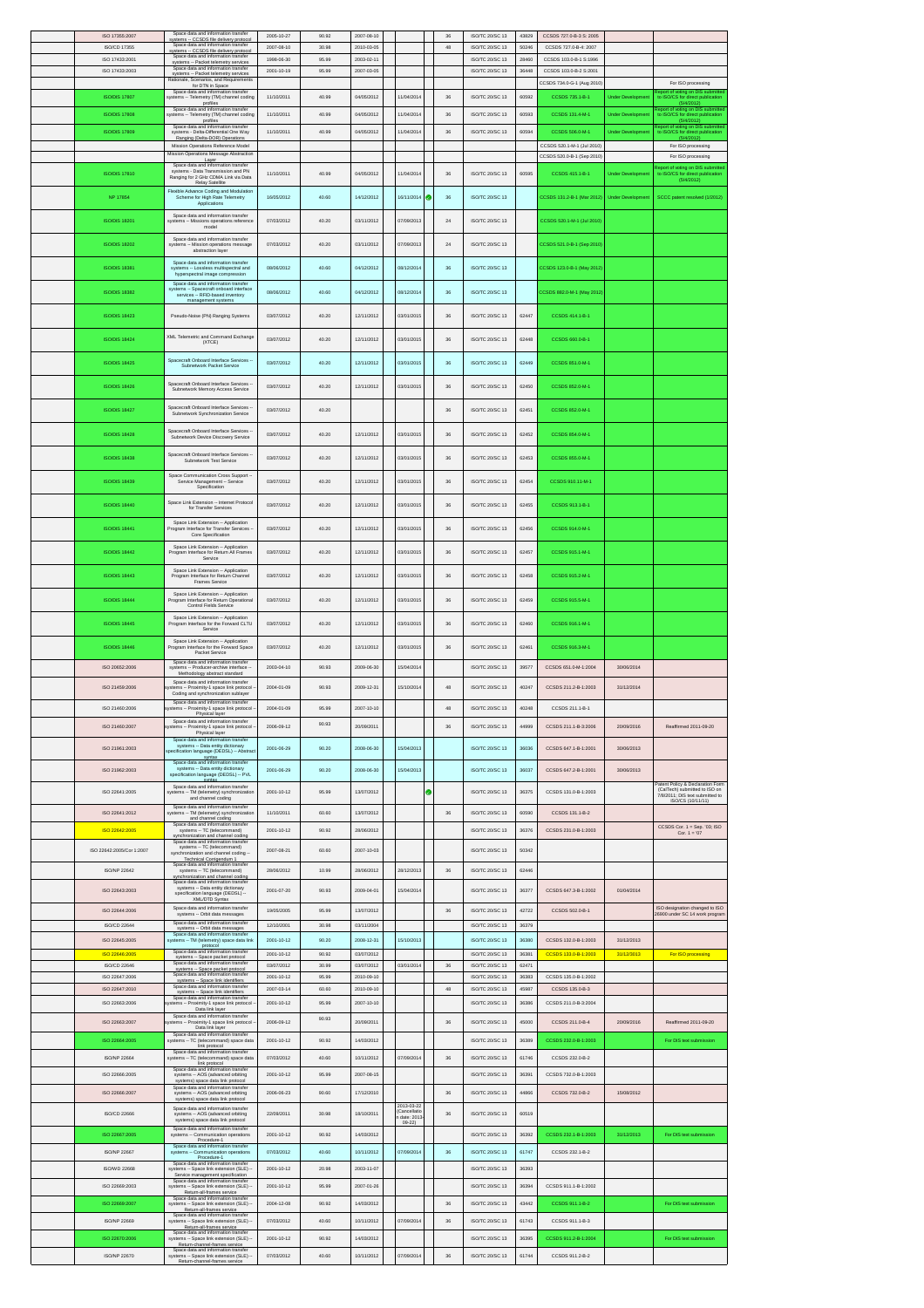| | Reference | Title | Date | Stage | Stage date | Target date | | Months | Committee | ID | CCSDS ref | Status | Notes |
|---|---|---|---|---|---|---|---|---|---|---|---|---|---|
| | ISO 17355:2007 | Space data and information transfer systems -- CCSDS file delivery protocol | 2005-10-27 | 90.92 | 2007-08-10 | | | 36 | ISO/TC 20/SC 13 | 43829 | CCSDS 727.0-B-3 S: 2005 | | |
| | ISO/CD 17355 | Space data and information transfer systems -- CCSDS file delivery protocol | 2007-08-10 | 30.98 | 2010-03-05 | | | 48 | ISO/TC 20/SC 13 | 50246 | CCSDS 727.0-B-4: 2007 | | |
| | ISO 17433:2001 | Space data and information transfer systems -- Packet telemetry services | 1998-06-30 | 95.99 | 2003-02-11 | | | | ISO/TC 20/SC 13 | 28460 | CCSDS 103.0-B-1 S:1996 | | |
| | ISO 17433:2003 | Space data and information transfer systems -- Packet telemetry services | 2001-10-19 | 95.99 | 2007-03-05 | | | | ISO/TC 20/SC 13 | 36448 | CCSDS 103.0-B-2 S:2001 | | |
| | | Rationale, Scenarios, and Requirements for DTN in Space | | | | | | | | | CCSDS 734.0-G-1 (Aug 2010) | | For ISO processing |
| | ISO/DIS 17807 | Space data and information transfer systems -- Telemetry (TM) channel coding profiles | 11/10/2011 | 40.99 | 04/05/2012 | 11/04/2014 | | 36 | ISO/TC 20/SC 13 | 60592 | CCSDS 735.1-B-1 | Under Development | Report of voting on DIS submitted to ISO/CS for direct publication (5/4/2012) |
| | ISO/DIS 17808 | Space data and information transfer systems -- Telemetry (TM) channel coding profiles | 11/10/2011 | 40.99 | 04/05/2012 | 11/04/2014 | | 36 | ISO/TC 20/SC 13 | 60593 | CCSDS 131.4-M-1 | Under Development | Report of voting on DIS submitted to ISO/CS for direct publication (5/4/2012) |
| | ISO/DIS 17809 | Space data and information transfer systems - Delta-Differential One Way Ranging (Delta-DOR) Operations | 11/10/2011 | 40.99 | 04/05/2012 | 11/04/2014 | | 36 | ISO/TC 20/SC 13 | 60594 | CCSDS 506.0-M-1 | Under Development | Report of voting on DIS submitted to ISO/CS for direct publication (5/4/2012) |
| | | Mission Operations Reference Model | | | | | | | | | CCSDS 520.1-M-1 (Jul 2010) | | For ISO processing |
| | | Mission Operations Message Abstraction Layer | | | | | | | | | CCSDS 520.0-B-1 (Sep 2010) | | For ISO processing |
| | ISO/DIS 17810 | Space data and information transfer systems - Data Transmission and PN Ranging for 2 GHz CDMA Link via Data Relay Satellite | 11/10/2011 | 40.99 | 04/05/2012 | 11/04/2014 | | 36 | ISO/TC 20/SC 13 | 60595 | CCSDS 415.1-B-1 | Under Development | Report of voting on DIS submitted to ISO/CS for direct publication (5/4/2012) |
| | NP 17854 | Flexible Advance Coding and Modulation Scheme for High Rate Telemetry Applications | 16/05/2012 | 40.60 | 14/12/2012 | 16/11/2014 | | 36 | ISO/TC 20/SC 13 | | CCSDS 131.2-B-1 (Mar 2012) | Under Development | SCCC patent resolved (1/2012) |
| | ISO/DIS 18201 | Space data and information transfer systems -- Missions operations reference model | 07/03/2012 | 40.20 | 03/11/2012 | 07/09/2013 | | 24 | ISO/TC 20/SC 13 | | CCSDS 520.1-M-1 (Jul 2010) | | |
| | ISO/DIS 18202 | Space data and information transfer systems -- Mission operations message abstraction layer | 07/03/2012 | 40.20 | 03/11/2012 | 07/09/2013 | | 24 | ISO/TC 20/SC 13 | | CCSDS 521.0-B-1 (Sep 2010) | | |
| | ISO/DIS 18381 | Space data and information transfer systems -- Lossless multispectral and hyperspectral image compression | 08/06/2012 | 40.60 | 04/12/2012 | 08/12/2014 | | 36 | ISO/TC 20/SC 13 | | CCSDS 123.0-B-1 (May 2012) | | |
| | ISO/DIS 18382 | Space data and information transfer systems -- Spacecraft onboard interface services -- RFID-based inventory management systems | 08/06/2012 | 40.60 | 04/12/2012 | 08/12/2014 | | 36 | ISO/TC 20/SC 13 | | CCSDS 882.0-M-1 (May 2012) | | |
| | ISO/DIS 18423 | Pseudo-Noise (PN) Ranging Systems | 03/07/2012 | 40.20 | 12/11/2012 | 03/01/2015 | | 36 | ISO/TC 20/SC 13 | 62447 | CCSDS 414.1-B-1 | | |
| | ISO/DIS 18424 | XML Telemetric and Command Exchange (XTCE) | 03/07/2012 | 40.20 | 12/11/2012 | 03/01/2015 | | 36 | ISO/TC 20/SC 13 | 62448 | CCSDS 660.0-B-1 | | |
| | ISO/DIS 18425 | Spacecraft Onboard Interface Services -- Subnetwork Packet Service | 03/07/2012 | 40.20 | 12/11/2012 | 03/01/2015 | | 36 | ISO/TC 20/SC 13 | 62449 | CCSDS 851.0-M-1 | | |
| | ISO/DIS 18426 | Spacecraft Onboard Interface Services -- Subnetwork Memory Access Service | 03/07/2012 | 40.20 | 12/11/2012 | 03/01/2015 | | 36 | ISO/TC 20/SC 13 | 62450 | CCSDS 852.0-M-1 | | |
| | ISO/DIS 18427 | Spacecraft Onboard Interface Services -- Subnetwork Synchronization Service | 03/07/2012 | 40.20 | | | | 36 | ISO/TC 20/SC 13 | 62451 | CCSDS 852.0-M-1 | | |
| | ISO/DIS 18428 | Spacecraft Onboard Interface Services -- Subnetwork Device Discovery Service | 03/07/2012 | 40.20 | 12/11/2012 | 03/01/2015 | | 36 | ISO/TC 20/SC 13 | 62452 | CCSDS 854.0-M-1 | | |
| | ISO/DIS 18438 | Spacecraft Onboard Interface Services -- Subnetwork Test Service | 03/07/2012 | 40.20 | 12/11/2012 | 03/01/2015 | | 36 | ISO/TC 20/SC 13 | 62453 | CCSDS 855.0-M-1 | | |
| | ISO/DIS 18439 | Space Communication Cross Support -- Service Management -- Service Specification | 03/07/2012 | 40.20 | 12/11/2012 | 03/01/2015 | | 36 | ISO/TC 20/SC 13 | 62454 | CCSDS 910.11-M-1 | | |
| | ISO/DIS 18440 | Space Link Extension -- Internet Protocol for Transfer Services | 03/07/2012 | 40.20 | 12/11/2012 | 03/01/2015 | | 36 | ISO/TC 20/SC 13 | 62455 | CCSDS 913.1-B-1 | | |
| | ISO/DIS 18441 | Space Link Extension -- Application Program Interface for Transfer Services -- Core Specification | 03/07/2012 | 40.20 | 12/11/2012 | 03/01/2015 | | 36 | ISO/TC 20/SC 13 | 62456 | CCSDS 914.0-M-1 | | |
| | ISO/DIS 18442 | Space Link Extension -- Application Program Interface for Return All Frames Service | 03/07/2012 | 40.20 | 12/11/2012 | 03/01/2015 | | 36 | ISO/TC 20/SC 13 | 62457 | CCSDS 915.1-M-1 | | |
| | ISO/DIS 18443 | Space Link Extension -- Application Program Interface for Return Channel Frames Service | 03/07/2012 | 40.20 | 12/11/2012 | 03/01/2015 | | 36 | ISO/TC 20/SC 13 | 62458 | CCSDS 915.2-M-1 | | |
| | ISO/DIS 18444 | Space Link Extension -- Application Program Interface for Return Operational Control Fields Service | 03/07/2012 | 40.20 | 12/11/2012 | 03/01/2015 | | 36 | ISO/TC 20/SC 13 | 62459 | CCSDS 915.5-M-1 | | |
| | ISO/DIS 18445 | Space Link Extension -- Application Program Interface for the Forward CLTU Service | 03/07/2012 | 40.20 | 12/11/2012 | 03/01/2015 | | 36 | ISO/TC 20/SC 13 | 62460 | CCSDS 916.1-M-1 | | |
| | ISO/DIS 18446 | Space Link Extension -- Application Program Interface for the Forward Space Packet Service | 03/07/2012 | 40.20 | 12/11/2012 | 03/01/2015 | | 36 | ISO/TC 20/SC 13 | 62461 | CCSDS 916.3-M-1 | | |
| | ISO 20652:2006 | Space data and information transfer systems -- Producer-archive interface -- Methodology abstract standard | 2003-04-10 | 90.93 | 2009-06-30 | 15/04/2014 | | | ISO/TC 20/SC 13 | 39577 | CCSDS 651.0-M-1:2004 | 30/06/2014 | |
| | ISO 21459:2006 | Space data and information transfer systems -- Proximity-1 space link protocol -- Coding and synchronization sublayer | 2004-01-09 | 90.93 | 2009-12-31 | 15/10/2014 | | 48 | ISO/TC 20/SC 13 | 40247 | CCSDS 211.2-B-1:2003 | 31/12/2014 | |
| | ISO 21460:2006 | Space data and information transfer systems -- Proximity-1 space link protocol -- Physical layer | 2004-01-09 | 95.99 | 2007-10-10 | | | 48 | ISO/TC 20/SC 13 | 40248 | CCSDS 211.1-B-1 | | |
| | ISO 21460:2007 | Space data and information transfer systems -- Proximity-1 space link protocol -- Physical layer | 2006-09-12 | 90.93 | 20/09/2011 | | | 36 | ISO/TC 20/SC 13 | 44999 | CCSDS 211.1-B-3:2006 | 20/09/2016 | Reaffirmed 2011-09-20 |
| | ISO 21961:2003 | Space data and information transfer systems -- Data entity dictionary specification language (DEDSL) -- Abstract syntax | 2001-06-29 | 90.20 | 2008-06-30 | 15/04/2013 | | | ISO/TC 20/SC 13 | 36036 | CCSDS 647.1-B-1:2001 | 30/06/2013 | |
| | ISO 21962:2003 | Space data and information transfer systems -- Data entity dictionary specification language (DEDSL) -- PVL syntax | 2001-06-29 | 90.20 | 2008-06-30 | 15/04/2013 | | | ISO/TC 20/SC 13 | 36037 | CCSDS 647.2-B-1:2001 | 30/06/2013 | |
| | ISO 22641:2005 | Space data and information transfer systems -- TM (telemetry) synchronization and channel coding | 2001-10-12 | 95.99 | 13/07/2012 | | | | ISO/TC 20/SC 13 | 36375 | CCSDS 131.0-B-1:2003 | | Patent Policy & Declaration Form (CalTech) submitted to ISO on 7/8/2011; DIS text submitted to ISO/CS (10/11/11) |
| | ISO 22641:2012 | Space data and information transfer systems -- TM (telemetry) synchronization and channel coding | 11/10/2011 | 60.60 | 13/07/2012 | | | 36 | ISO/TC 20/SC 13 | 60590 | CCSDS 131.1-B-2 | | |
| | ISO 22642:2005 | Space data and information transfer systems -- TC (telecommand) synchronization and channel coding | 2001-10-12 | 90.92 | 28/06/2012 | | | | ISO/TC 20/SC 13 | 36376 | CCSDS 231.0-B-1:2003 | | CCSDS Cor. 1 = Sep. '03; ISO Cor. 1 = '07 |
| | ISO 22642:2005/Cor 1:2007 | Space data and information transfer systems -- TC (telecommand) synchronization and channel coding -- Technical Corrigendum 1 | 2007-08-21 | 60.60 | 2007-10-03 | | | | ISO/TC 20/SC 13 | 50342 | | | |
| | ISO/NP 22642 | Space data and information transfer systems -- TC (telecommand) synchronization and channel coding | 28/06/2012 | 10.99 | 28/06/2012 | 28/12/2013 | | 36 | ISO/TC 20/SC 13 | 62446 | | | |
| | ISO 22643:2003 | Space data and information transfer systems -- Data entity dictionary specification language (DEDSL) -- XML/DTD Syntax | 2001-07-20 | 90.93 | 2009-04-01 | 15/04/2014 | | | ISO/TC 20/SC 13 | 36377 | CCSDS 647.3-B-1:2002 | 01/04/2014 | |
| | ISO 22644:2006 | Space data and information transfer systems -- Orbit data messages | 19/05/2005 | 95.99 | 13/07/2012 | | | 36 | ISO/TC 20/SC 13 | 42722 | CCSDS 502.0-B-1 | | ISO designation changed to ISO 26900 under SC 14 work program |
| | ISO/CD 22644 | Space data and information transfer systems -- Orbit data messages | 12/10/2001 | 30.98 | 03/11/2004 | | | | ISO/TC 20/SC 13 | 36379 | | | |
| | ISO 22645:2005 | Space data and information transfer systems -- TM (telemetry) space data link protocol | 2001-10-12 | 90.20 | 2008-12-31 | 15/10/2013 | | | ISO/TC 20/SC 13 | 36380 | CCSDS 132.0-B-1:2003 | 31/12/2013 | |
| | ISO 22646:2005 | Space data and information transfer systems -- Space packet protocol | 2001-10-12 | 90.92 | 03/07/2012 | | | | ISO/TC 20/SC 13 | 36381 | CCSDS 133.0-B-1:2003 | 31/12/2013 | For ISO processing |
| | ISO/CD 22646 | Space data and information transfer systems -- Space packet protocol | 03/07/2012 | 30.99 | 03/07/2012 | 03/01/2014 | | 36 | ISO/TC 20/SC 13 | 62471 | | | |
| | ISO 22647:2006 | Space data and information transfer systems -- Space link identifiers | 2001-10-12 | 95.99 | 2010-09-10 | | | | ISO/TC 20/SC 13 | 36383 | CCSDS 135.0-B-1:2002 | | |
| | ISO 22647:2010 | Space data and information transfer systems -- Space link identifiers | 2007-03-14 | 60.60 | 2010-09-10 | | | 48 | ISO/TC 20/SC 13 | 45987 | CCSDS 135.0-B-3 | | |
| | ISO 22663:2006 | Space data and information transfer systems -- Proximity-1 space link protocol -- Data link layer | 2001-10-12 | 95.99 | 2007-10-10 | | | | ISO/TC 20/SC 13 | 36386 | CCSDS 211.0-B-3:2004 | | |
| | ISO 22663:2007 | Space data and information transfer systems -- Proximity-1 space link protocol -- Data link layer | 2006-09-12 | 90.93 | 20/09/2011 | | | 36 | ISO/TC 20/SC 13 | 45000 | CCSDS 211.0-B-4 | 20/09/2016 | Reaffirmed 2011-09-20 |
| | ISO 22664:2005 | Space data and information transfer systems -- TC (telecommand) space data link protocol | 2001-10-12 | 90.92 | 14/03/2012 | | | | ISO/TC 20/SC 13 | 36389 | CCSDS 232.0-B-1:2003 | | For DIS text submission |
| | ISO/NP 22664 | Space data and information transfer systems -- TC (telecommand) space data link protocol | 07/03/2012 | 40.60 | 10/11/2012 | 07/09/2014 | | 36 | ISO/TC 20/SC 13 | 61746 | CCSDS 232.0-B-2 | | |
| | ISO 22666:2005 | Space data and information transfer systems -- AOS (advanced orbiting systems) space data link protocol | 2001-10-12 | 95.99 | 2007-08-15 | | | | ISO/TC 20/SC 13 | 36391 | CCSDS 732.0-B-1:2003 | | |
| | ISO 22666:2007 | Space data and information transfer systems -- AOS (advanced orbiting systems) space data link protocol | 2006-06-23 | 90.60 | 17/12/2010 | | | 36 | ISO/TC 20/SC 13 | 44866 | CCSDS 732.0-B-2 | 15/08/2012 | |
| | ISO/CD 22666 | Space data and information transfer systems -- AOS (advanced orbiting systems) space data link protocol | 22/09/2011 | 30.98 | 18/10/2011 | 2013-03-22 (Cancellation date: 2013-09-22) | | 36 | ISO/TC 20/SC 13 | 60519 | | | |
| | ISO 22667:2005 | Space data and information transfer systems -- Communication operations Procedure-1 | 2001-10-12 | 90.92 | 14/03/2012 | | | | ISO/TC 20/SC 13 | 36392 | CCSDS 232.1-B-1:2003 | 31/12/2013 | For DIS text submission |
| | ISO/NP 22667 | Space data and information transfer systems -- Communication operations Procedure-1 | 07/03/2012 | 40.60 | 10/11/2012 | 07/09/2014 | | 36 | ISO/TC 20/SC 13 | 61747 | CCSDS 232.1-B-2 | | |
| | ISO/WD 22668 | Space data and information transfer systems -- Space link extension (SLE) -- Service management specification | 2001-10-12 | 20.98 | 2003-11-07 | | | | ISO/TC 20/SC 13 | 36393 | | | |
| | ISO 22669:2003 | Space data and information transfer systems -- Space link extension (SLE) -- Return-all-frames service | 2001-10-12 | 95.99 | 2007-01-26 | | | | ISO/TC 20/SC 13 | 36394 | CCSDS 911.1-B-1:2002 | | |
| | ISO 22669:2007 | Space data and information transfer systems -- Space link extension (SLE) -- Return-all-frames service | 2004-12-08 | 90.92 | 14/03/2012 | | | 36 | ISO/TC 20/SC 13 | 43442 | CCSDS 911.1-B-2 | | For DIS text submission |
| | ISO/NP 22669 | Space data and information transfer systems -- Space link extension (SLE) -- Return-all-frames service | 07/03/2012 | 40.60 | 10/11/2012 | 07/09/2014 | | 36 | ISO/TC 20/SC 13 | 61743 | CCSDS 911.1-B-3 | | |
| | ISO 22670:2006 | Space data and information transfer systems -- Space link extension (SLE) -- Return-channel-frames service | 2001-10-12 | 90.92 | 14/03/2012 | | | | ISO/TC 20/SC 13 | 36395 | CCSDS 911.2-B-1:2004 | | For DIS text submission |
| | ISO/NP 22670 | Space data and information transfer systems -- Space link extension (SLE) -- Return-channel-frames service | 07/03/2012 | 40.60 | 10/11/2012 | 07/09/2014 | | 36 | ISO/TC 20/SC 13 | 61744 | CCSDS 911.2-B-2 | | |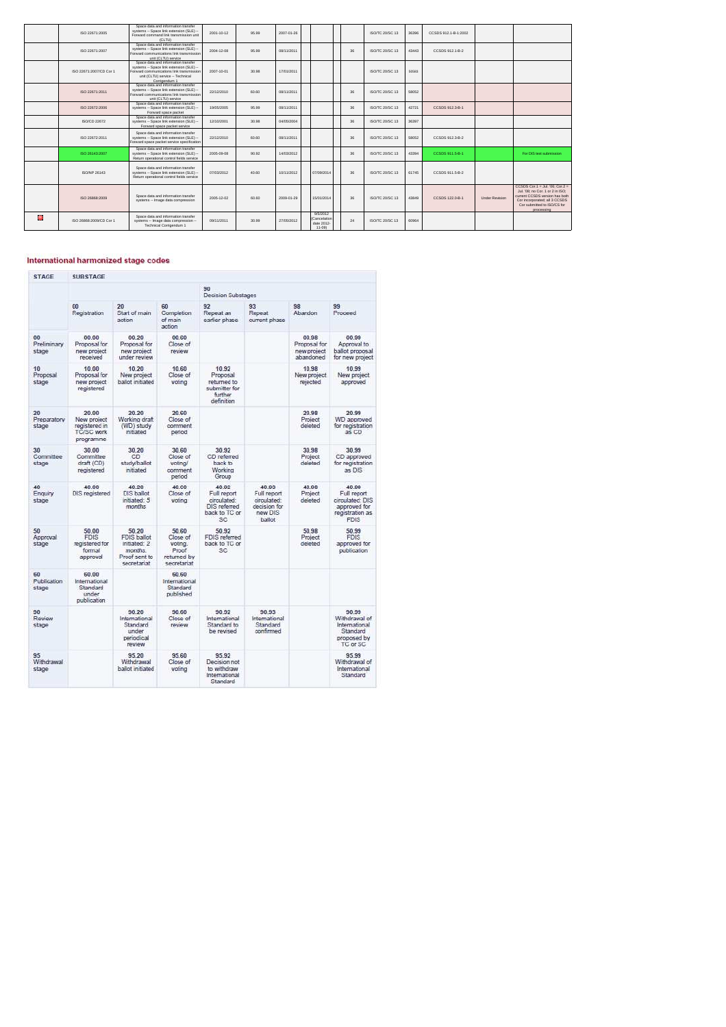| | | | | | | | | | | | | | | |
|---|---|---|---|---|---|---|---|---|---|---|---|---|---|---|
| | ISO 22671:2005 | Space data and information transfer systems -- Space link extension (SLE) -- Forward command link transmission unit (CLTU) | 2001-10-12 | 95.99 | 2007-01-26 | | | | ISO/TC 20/SC 13 | 36396 | CCSDS 912.1-B-1:2002 | | |
| | ISO 22671:2007 | Space data and information transfer systems -- Space link extension (SLE) -- Forward communications link transmission unit (CLTU) service | 2004-12-08 | 95.99 | 08/11/2011 | | | 36 | ISO/TC 20/SC 13 | 43443 | CCSDS 912.1-B-2 | | |
| | ISO 22671:2007/CD Cor 1 | Space data and information transfer systems -- Space link extension (SLE) -- Forward communications link transmission unit (CLTU) service -- Technical Corrigendum 1 | 2007-10-01 | 30.98 | 17/01/2011 | | | | ISO/TC 20/SC 13 | 50583 | | | |
| | ISO 22671:2011 | Space data and information transfer systems -- Space link extension (SLE) -- Forward communications link transmission unit (CLTU) service | 22/12/2010 | 60.60 | 08/11/2011 | | | 36 | ISO/TC 20/SC 13 | 58052 | | | |
| | ISO 22672:2006 | Space data and information transfer systems -- Space link extension (SLE) -- Forward space packet | 19/05/2005 | 95.99 | 08/11/2011 | | | 36 | ISO/TC 20/SC 13 | 42721 | CCSDS 912.3-B-1 | | |
| | ISO/CD 22672 | Space data and information transfer systems -- Space link extension (SLE) -- Forward space packet service | 12/10/2001 | 30.98 | 04/05/2004 | | | 36 | ISO/TC 20/SC 13 | 36397 | | | |
| | ISO 22672:2011 | Space data and information transfer systems -- Space link extension (SLE) -- Forward space packet service specification | 22/12/2010 | 60.60 | 08/11/2011 | | | 36 | ISO/TC 20/SC 13 | 58052 | CCSDS 912.3-B-2 | | |
| | ISO 26143:2007 | Space data and information transfer systems -- Space link extension (SLE) -- Return operational control fields service | 2005-09-08 | 90.92 | 14/03/2012 | | | 36 | ISO/TC 20/SC 13 | 43394 | CCSDS 911.5-B-1 | | For DIS text submission |
| | ISO/NP 26143 | Space data and information transfer systems -- Space link extension (SLE) -- Return operational control fields service | 07/03/2012 | 40.60 | 10/11/2012 | 07/09/2014 | | 36 | ISO/TC 20/SC 13 | 61745 | CCSDS 911.5-B-2 | | |
| | ISO 26868:2009 | Space data and information transfer systems -- Image data compression | 2005-12-02 | 60.60 | 2009-01-29 | 15/01/2014 | | 36 | ISO/TC 20/SC 13 | 43849 | CCSDS 122.0-B-1 | Under Revision | CCSDS Cor.1 = Jul. '09; Cor.2 = Jul. '08; no Cor. 1 or 2 in ISO; current CCSDS version has both Cor incorporated; all 3 CCSDS Cor submitted to ISO/CS for processing |
| ■ | ISO 26868:2009/CD Cor 1 | Space data and information transfer systems -- Image data compression -- Technical Corrigendum 1 | 09/11/2011 | 30.99 | 27/05/2012 | 9/5/2012 (Cancelation date 2012-11-09) | | 24 | ISO/TC 20/SC 13 | 60964 | | | |

## International harmonized stage codes

| STAGE | SUBSTAGE | | | | | | |
|---|---|---|---|---|---|---|---|
| | | | | 90 Decision Substages | | | |
| | 00 Registration | 20 Start of main action | 60 Completion of main action | 92 Repeat an earlier phase | 93 Repeat current phase | 98 Abandon | 99 Proceed |
| 00 Preliminary stage | 00.00 Proposal for new project received | 00.20 Proposal for new project under review | 00.60 Close of review | | | 00.98 Proposal for new project abandoned | 00.99 Approval to ballot proposal for new project |
| 10 Proposal stage | 10.00 Proposal for new project registered | 10.20 New project ballot initiated | 10.60 Close of voting | 10.92 Proposal returned to submitter for further definition | | 10.98 New project rejected | 10.99 New project approved |
| 20 Preparatory stage | 20.00 New project registered in TC/SC work programme | 20.20 Working draft (WD) study initiated | 20.60 Close of comment period | | | 20.98 Project deleted | 20.99 WD approved for registration as CD |
| 30 Committee stage | 30.00 Committee draft (CD) registered | 30.20 CD study/ballot initiated | 30.60 Close of voting/ comment period | 30.92 CD referred back to Working Group | | 30.98 Project deleted | 30.99 CD approved for registration as DIS |
| 40 Enquiry stage | 40.00 DIS registered | 40.20 DIS ballot initiated: 5 *months* | 40.60 Close of voting | 40.92 Full report circulated: DIS referred back to TC or SC | 40.93 Full report circulated: decision for new DIS ballot | 40.98 Project deleted | 40.99 Full report circulated: DIS approved for registration as FDIS |
| 50 Approval stage | 50.00 FDIS registered for formal approval | 50.20 FDIS ballot initiated: 2 *months*. Proof sent to secretariat | 50.60 Close of voting. Proof returned by secretariat | 50.92 FDIS referred back to TC or SC | | 50.98 Project deleted | 50.99 FDIS approved for publication |
| 60 Publication stage | 60.00 International Standard under publication | | 60.60 International Standard published | | | | |
| 90 Review stage | | 90.20 International Standard under periodical review | 90.60 Close of review | 90.92 International Standard to be revised | 90.93 International Standard confirmed | | 90.99 Withdrawal of International Standard proposed by TC or SC |
| 95 Withdrawal stage | | 95.20 Withdrawal ballot initiated | 95.60 Close of voting | 95.92 Decision not to withdraw International Standard | | | 95.99 Withdrawal of International Standard |